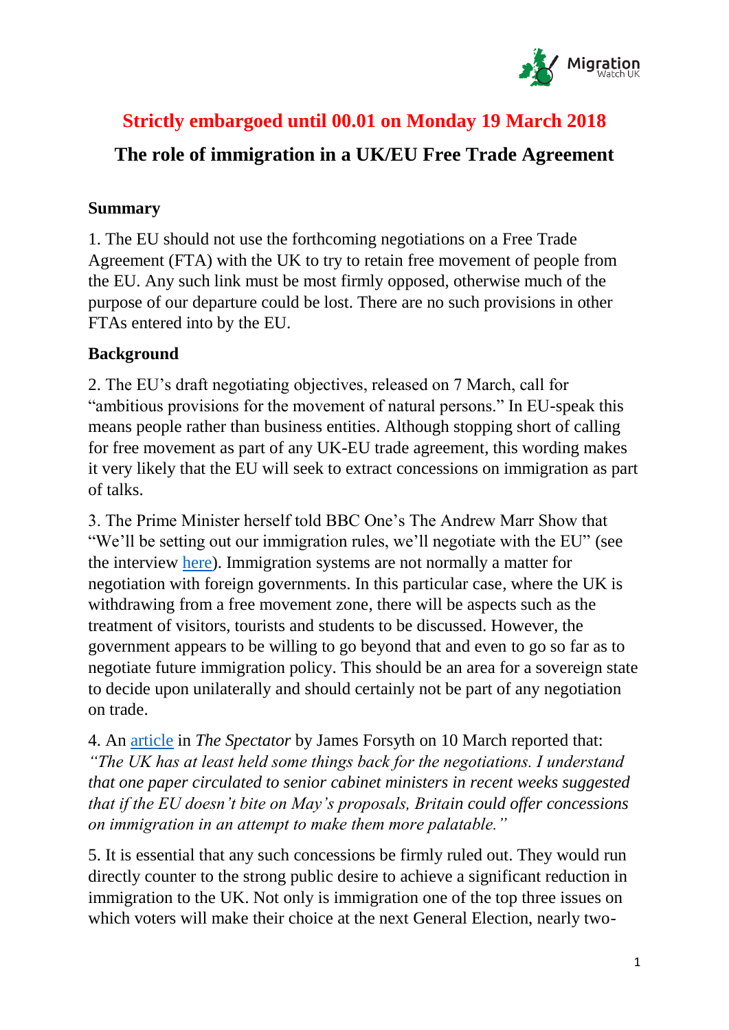**Strictly embargoed until 00.01 on Monday 19 March 2018**

# The role of immigration in a UK/EU Free Trade Agreement

## Summary

1. The EU should not use the forthcoming negotiations on a Free Trade Agreement (FTA) with the UK to try to retain free movement of people from the EU. Any such link must be most firmly opposed, otherwise much of the purpose of our departure could be lost. There are no such provisions in other FTAs entered into by the EU.

## Background

2. The EU's draft negotiating objectives, released on 7 March, call for "ambitious provisions for the movement of natural persons." In EU-speak this means people rather than business entities. Although stopping short of calling for free movement as part of any UK-EU trade agreement, this wording makes it very likely that the EU will seek to extract concessions on immigration as part of talks.

3. The Prime Minister herself told BBC One's The Andrew Marr Show that "We'll be setting out our immigration rules, we'll negotiate with the EU" (see the interview here). Immigration systems are not normally a matter for negotiation with foreign governments. In this particular case, where the UK is withdrawing from a free movement zone, there will be aspects such as the treatment of visitors, tourists and students to be discussed. However, the government appears to be willing to go beyond that and even to go so far as to negotiate future immigration policy. This should be an area for a sovereign state to decide upon unilaterally and should certainly not be part of any negotiation on trade.

4. An article in *The Spectator* by James Forsyth on 10 March reported that: *"The UK has at least held some things back for the negotiations. I understand that one paper circulated to senior cabinet ministers in recent weeks suggested that if the EU doesn't bite on May's proposals, Britain could offer concessions on immigration in an attempt to make them more palatable."*

5. It is essential that any such concessions be firmly ruled out. They would run directly counter to the strong public desire to achieve a significant reduction in immigration to the UK. Not only is immigration one of the top three issues on which voters will make their choice at the next General Election, nearly two-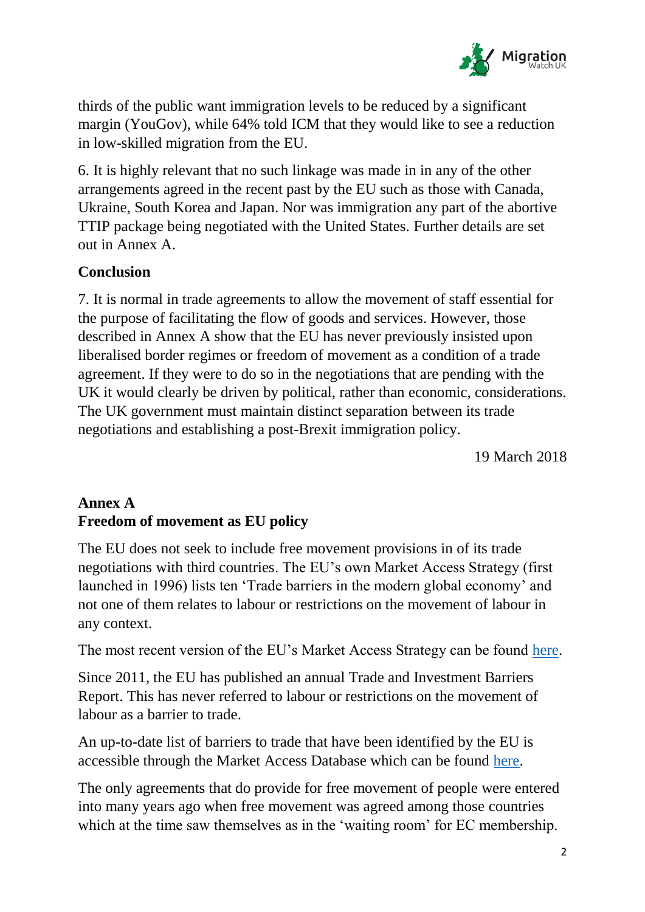thirds of the public want immigration levels to be reduced by a significant margin (YouGov), while 64% told ICM that they would like to see a reduction in low-skilled migration from the EU.

6. It is highly relevant that no such linkage was made in in any of the other arrangements agreed in the recent past by the EU such as those with Canada, Ukraine, South Korea and Japan. Nor was immigration any part of the abortive TTIP package being negotiated with the United States. Further details are set out in Annex A.

## Conclusion

7. It is normal in trade agreements to allow the movement of staff essential for the purpose of facilitating the flow of goods and services. However, those described in Annex A show that the EU has never previously insisted upon liberalised border regimes or freedom of movement as a condition of a trade agreement. If they were to do so in the negotiations that are pending with the UK it would clearly be driven by political, rather than economic, considerations. The UK government must maintain distinct separation between its trade negotiations and establishing a post-Brexit immigration policy.

19 March 2018

## Annex A
## Freedom of movement as EU policy

The EU does not seek to include free movement provisions in of its trade negotiations with third countries. The EU's own Market Access Strategy (first launched in 1996) lists ten 'Trade barriers in the modern global economy' and not one of them relates to labour or restrictions on the movement of labour in any context.

The most recent version of the EU's Market Access Strategy can be found here.

Since 2011, the EU has published an annual Trade and Investment Barriers Report. This has never referred to labour or restrictions on the movement of labour as a barrier to trade.

An up-to-date list of barriers to trade that have been identified by the EU is accessible through the Market Access Database which can be found here.

The only agreements that do provide for free movement of people were entered into many years ago when free movement was agreed among those countries which at the time saw themselves as in the 'waiting room' for EC membership.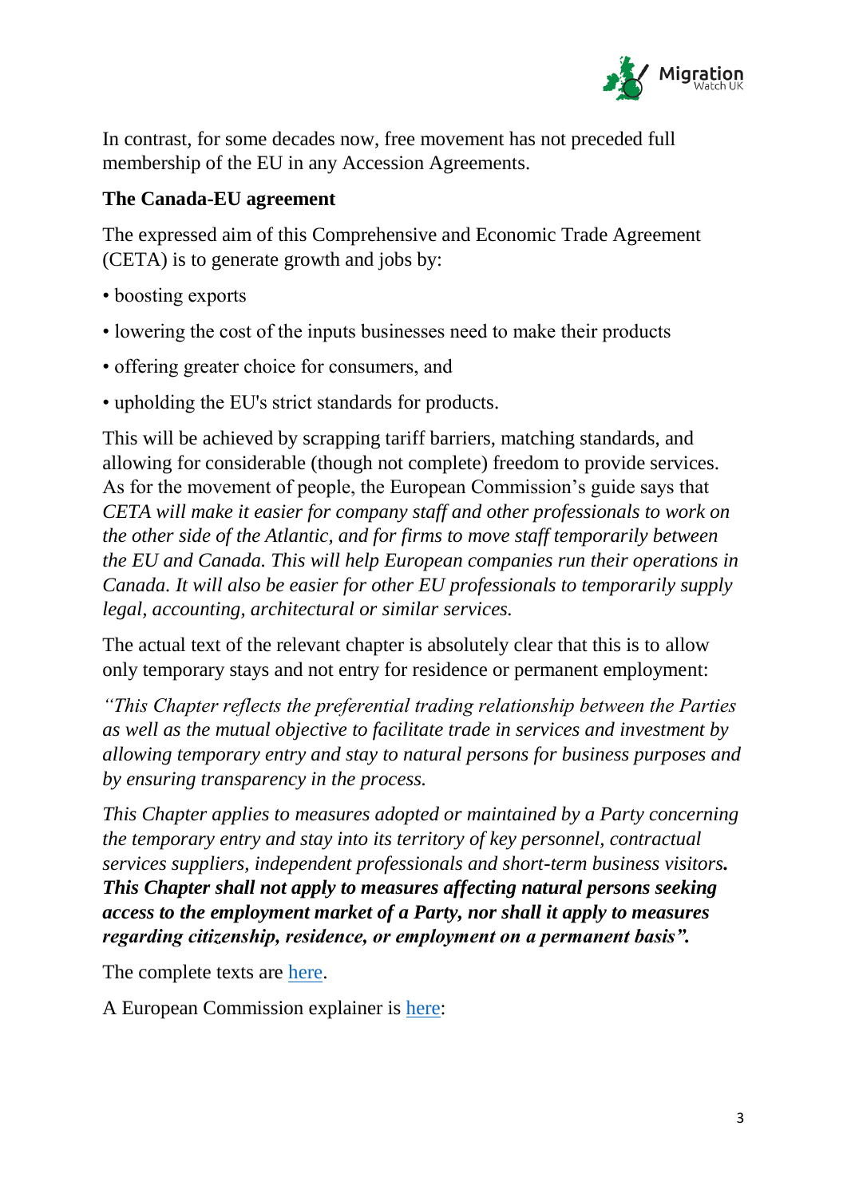In contrast, for some decades now, free movement has not preceded full membership of the EU in any Accession Agreements.

**The Canada-EU agreement**

The expressed aim of this Comprehensive and Economic Trade Agreement (CETA) is to generate growth and jobs by:

- boosting exports
- lowering the cost of the inputs businesses need to make their products
- offering greater choice for consumers, and
- upholding the EU's strict standards for products.

This will be achieved by scrapping tariff barriers, matching standards, and allowing for considerable (though not complete) freedom to provide services. As for the movement of people, the European Commission's guide says that *CETA will make it easier for company staff and other professionals to work on the other side of the Atlantic, and for firms to move staff temporarily between the EU and Canada. This will help European companies run their operations in Canada. It will also be easier for other EU professionals to temporarily supply legal, accounting, architectural or similar services.*

The actual text of the relevant chapter is absolutely clear that this is to allow only temporary stays and not entry for residence or permanent employment:

*"This Chapter reflects the preferential trading relationship between the Parties as well as the mutual objective to facilitate trade in services and investment by allowing temporary entry and stay to natural persons for business purposes and by ensuring transparency in the process.*

*This Chapter applies to measures adopted or maintained by a Party concerning the temporary entry and stay into its territory of key personnel, contractual services suppliers, independent professionals and short-term business visitors.* ***This Chapter shall not apply to measures affecting natural persons seeking access to the employment market of a Party, nor shall it apply to measures regarding citizenship, residence, or employment on a permanent basis".***

The complete texts are here.

A European Commission explainer is here: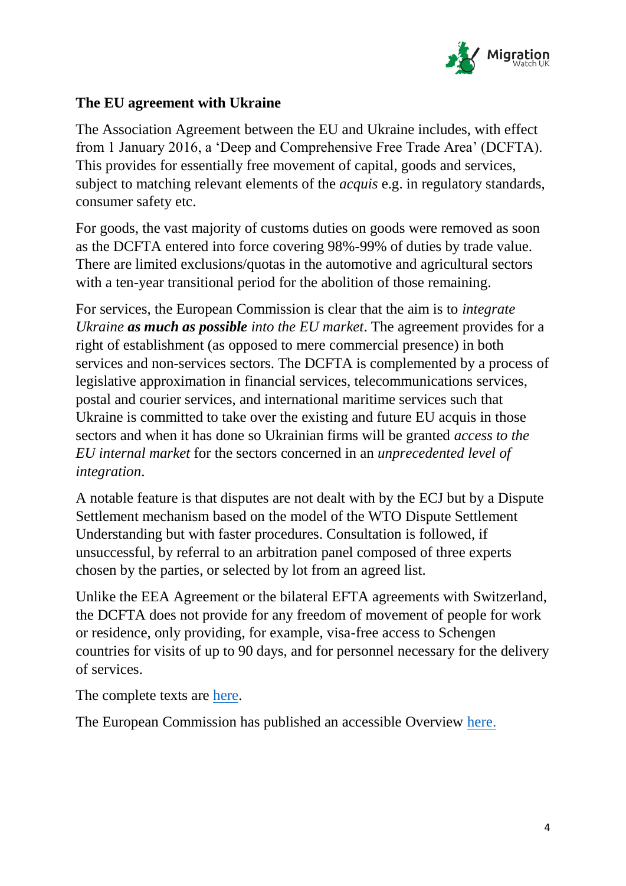## The EU agreement with Ukraine

The Association Agreement between the EU and Ukraine includes, with effect from 1 January 2016, a 'Deep and Comprehensive Free Trade Area' (DCFTA). This provides for essentially free movement of capital, goods and services, subject to matching relevant elements of the *acquis* e.g. in regulatory standards, consumer safety etc.

For goods, the vast majority of customs duties on goods were removed as soon as the DCFTA entered into force covering 98%-99% of duties by trade value. There are limited exclusions/quotas in the automotive and agricultural sectors with a ten-year transitional period for the abolition of those remaining.

For services, the European Commission is clear that the aim is to *integrate Ukraine* ***as much as possible*** *into the EU market*. The agreement provides for a right of establishment (as opposed to mere commercial presence) in both services and non-services sectors. The DCFTA is complemented by a process of legislative approximation in financial services, telecommunications services, postal and courier services, and international maritime services such that Ukraine is committed to take over the existing and future EU acquis in those sectors and when it has done so Ukrainian firms will be granted *access to the EU internal market* for the sectors concerned in an *unprecedented level of integration*.

A notable feature is that disputes are not dealt with by the ECJ but by a Dispute Settlement mechanism based on the model of the WTO Dispute Settlement Understanding but with faster procedures. Consultation is followed, if unsuccessful, by referral to an arbitration panel composed of three experts chosen by the parties, or selected by lot from an agreed list.

Unlike the EEA Agreement or the bilateral EFTA agreements with Switzerland, the DCFTA does not provide for any freedom of movement of people for work or residence, only providing, for example, visa-free access to Schengen countries for visits of up to 90 days, and for personnel necessary for the delivery of services.

The complete texts are here.

The European Commission has published an accessible Overview here.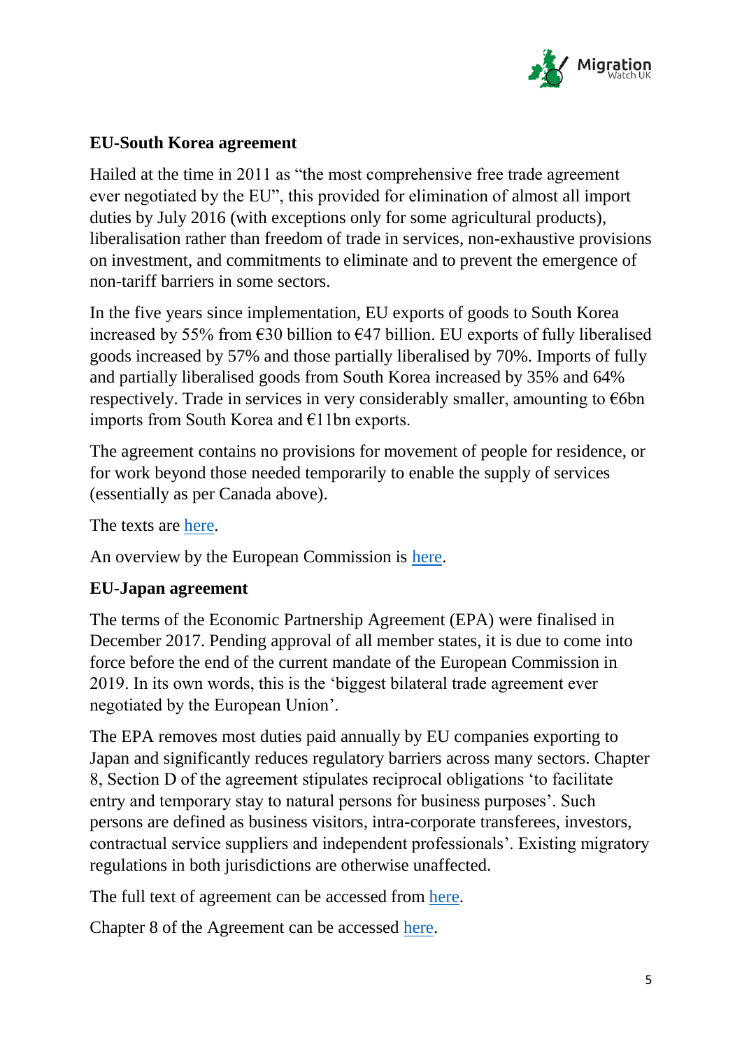**EU-South Korea agreement**

Hailed at the time in 2011 as "the most comprehensive free trade agreement ever negotiated by the EU", this provided for elimination of almost all import duties by July 2016 (with exceptions only for some agricultural products), liberalisation rather than freedom of trade in services, non-exhaustive provisions on investment, and commitments to eliminate and to prevent the emergence of non-tariff barriers in some sectors.

In the five years since implementation, EU exports of goods to South Korea increased by 55% from €30 billion to €47 billion. EU exports of fully liberalised goods increased by 57% and those partially liberalised by 70%. Imports of fully and partially liberalised goods from South Korea increased by 35% and 64% respectively. Trade in services in very considerably smaller, amounting to €6bn imports from South Korea and €11bn exports.

The agreement contains no provisions for movement of people for residence, or for work beyond those needed temporarily to enable the supply of services (essentially as per Canada above).

The texts are here.

An overview by the European Commission is here.

**EU-Japan agreement**

The terms of the Economic Partnership Agreement (EPA) were finalised in December 2017. Pending approval of all member states, it is due to come into force before the end of the current mandate of the European Commission in 2019. In its own words, this is the 'biggest bilateral trade agreement ever negotiated by the European Union'.

The EPA removes most duties paid annually by EU companies exporting to Japan and significantly reduces regulatory barriers across many sectors. Chapter 8, Section D of the agreement stipulates reciprocal obligations 'to facilitate entry and temporary stay to natural persons for business purposes'. Such persons are defined as business visitors, intra-corporate transferees, investors, contractual service suppliers and independent professionals'. Existing migratory regulations in both jurisdictions are otherwise unaffected.

The full text of agreement can be accessed from here.

Chapter 8 of the Agreement can be accessed here.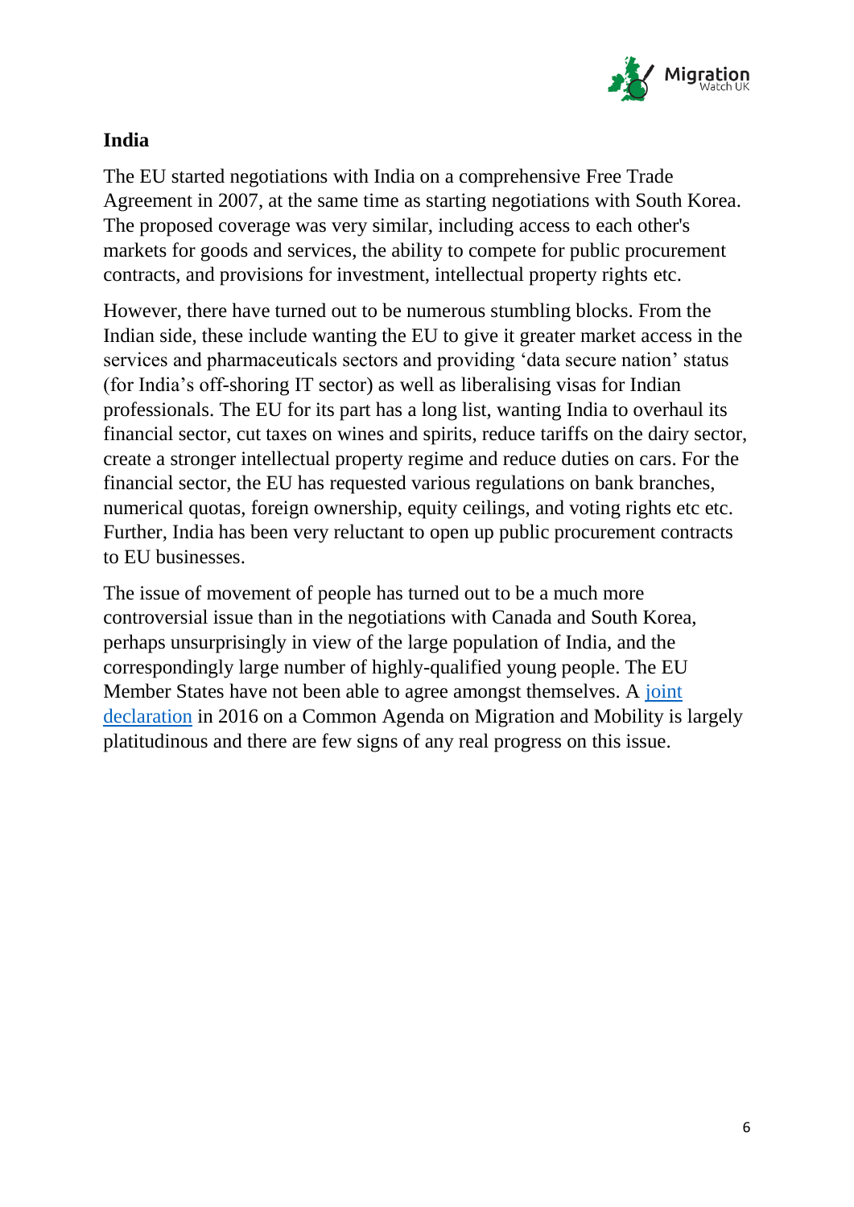## India

The EU started negotiations with India on a comprehensive Free Trade Agreement in 2007, at the same time as starting negotiations with South Korea. The proposed coverage was very similar, including access to each other's markets for goods and services, the ability to compete for public procurement contracts, and provisions for investment, intellectual property rights etc.

However, there have turned out to be numerous stumbling blocks. From the Indian side, these include wanting the EU to give it greater market access in the services and pharmaceuticals sectors and providing 'data secure nation' status (for India's off-shoring IT sector) as well as liberalising visas for Indian professionals. The EU for its part has a long list, wanting India to overhaul its financial sector, cut taxes on wines and spirits, reduce tariffs on the dairy sector, create a stronger intellectual property regime and reduce duties on cars. For the financial sector, the EU has requested various regulations on bank branches, numerical quotas, foreign ownership, equity ceilings, and voting rights etc etc. Further, India has been very reluctant to open up public procurement contracts to EU businesses.

The issue of movement of people has turned out to be a much more controversial issue than in the negotiations with Canada and South Korea, perhaps unsurprisingly in view of the large population of India, and the correspondingly large number of highly-qualified young people. The EU Member States have not been able to agree amongst themselves. A joint declaration in 2016 on a Common Agenda on Migration and Mobility is largely platitudinous and there are few signs of any real progress on this issue.